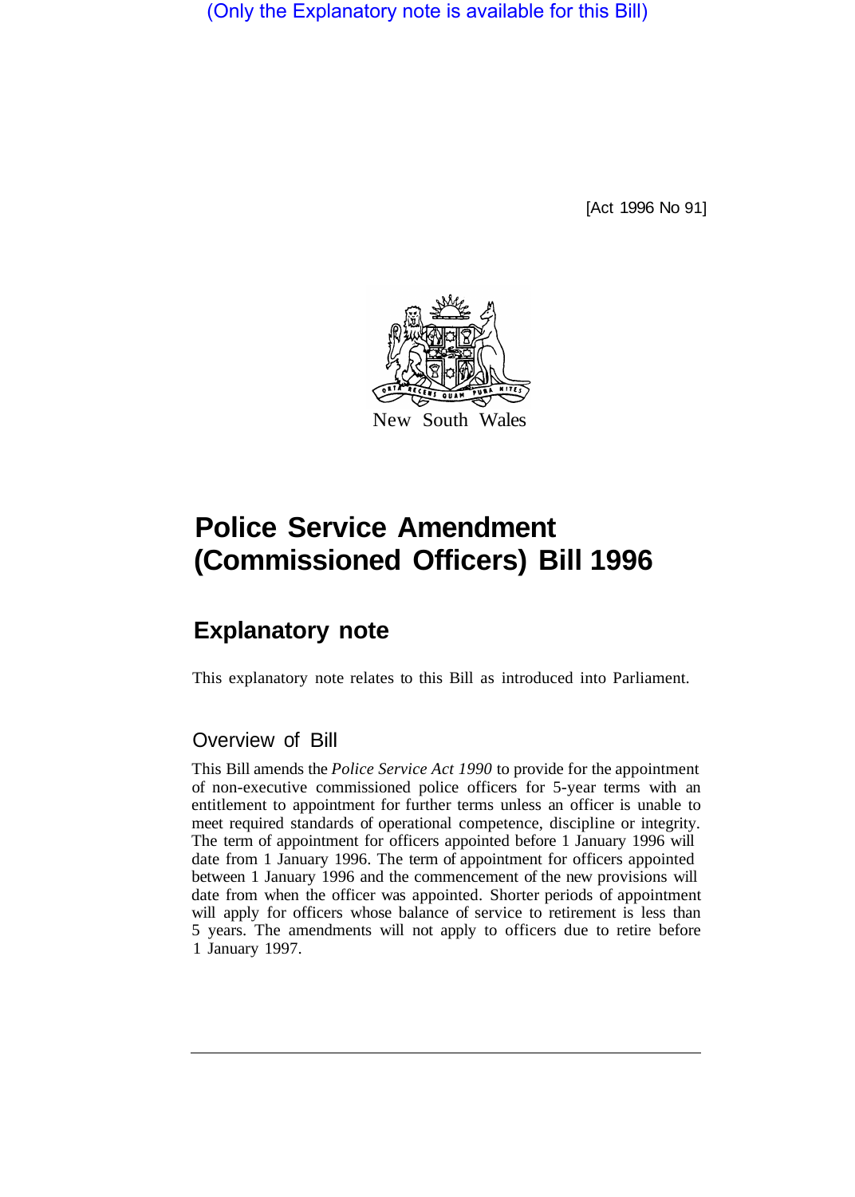(Only the Explanatory note is available for this Bill)

[Act 1996 No 91]

New South Wales

# Police Service Amendment (Commissioned Officers) Bill 1996

## Explanatory note

This explanatory note relates to this Bill as introduced into Parliament.

### Overview of Bill

This Bill amends the *Police Service Act 1990* to provide for the appointment of non-executive commissioned police officers for 5-year terms with an entitlement to appointment for further terms unless an officer is unable to meet required standards of operational competence, discipline or integrity. The term of appointment for officers appointed before 1 January 1996 will date from 1 January 1996. The term of appointment for officers appointed between 1 January 1996 and the commencement of the new provisions will date from when the officer was appointed. Shorter periods of appointment will apply for officers whose balance of service to retirement is less than 5 years. The amendments will not apply to officers due to retire before 1 January 1997.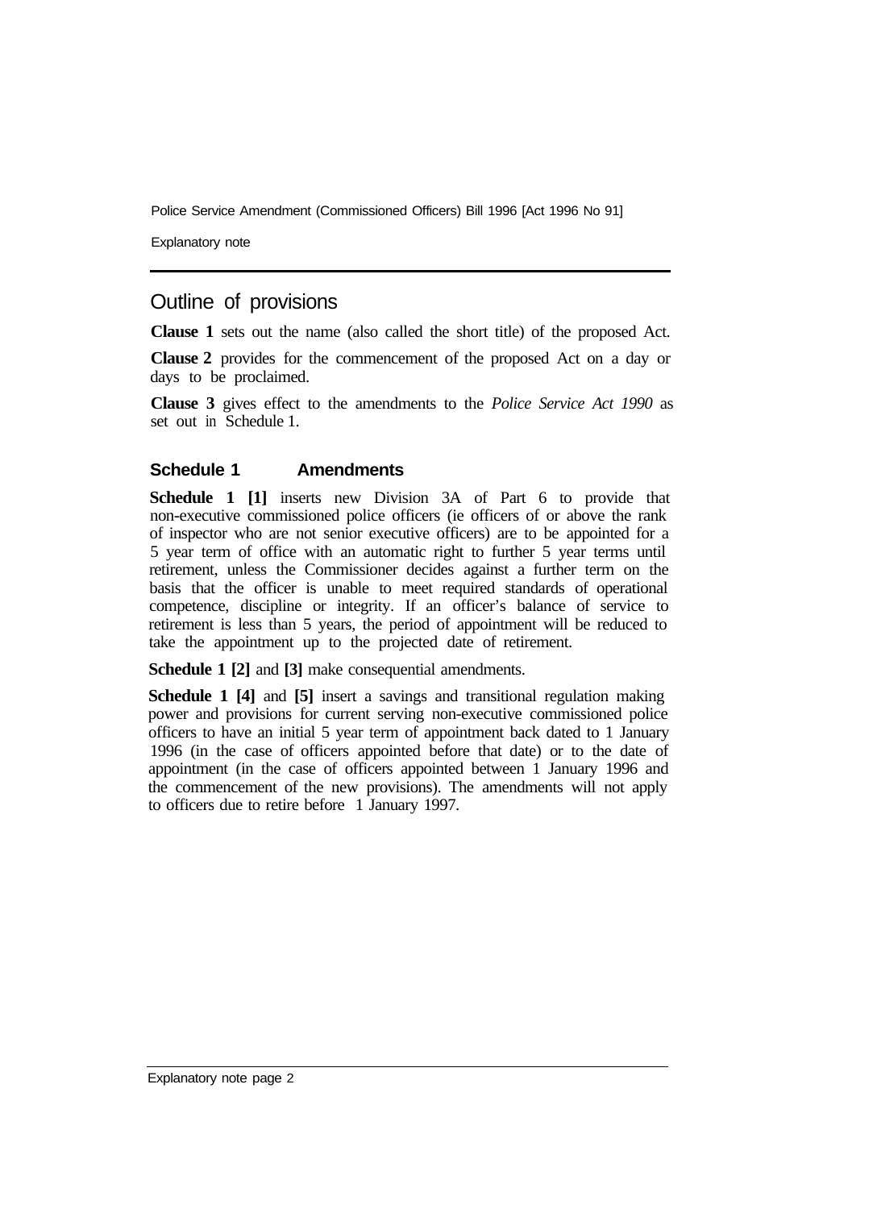## Outline of provisions

**Clause 1** sets out the name (also called the short title) of the proposed Act.

**Clause 2** provides for the commencement of the proposed Act on a day or days to be proclaimed.

**Clause 3** gives effect to the amendments to the *Police Service Act 1990* as set out in Schedule 1.

### Schedule 1 Amendments

**Schedule 1 [1]** inserts new Division 3A of Part 6 to provide that non-executive commissioned police officers (ie officers of or above the rank of inspector who are not senior executive officers) are to be appointed for a 5 year term of office with an automatic right to further 5 year terms until retirement, unless the Commissioner decides against a further term on the basis that the officer is unable to meet required standards of operational competence, discipline or integrity. If an officer's balance of service to retirement is less than 5 years, the period of appointment will be reduced to take the appointment up to the projected date of retirement.

**Schedule 1 [2]** and **[3]** make consequential amendments.

**Schedule 1 [4]** and **[5]** insert a savings and transitional regulation making power and provisions for current serving non-executive commissioned police officers to have an initial 5 year term of appointment back dated to 1 January 1996 (in the case of officers appointed before that date) or to the date of appointment (in the case of officers appointed between 1 January 1996 and the commencement of the new provisions). The amendments will not apply to officers due to retire before 1 January 1997.